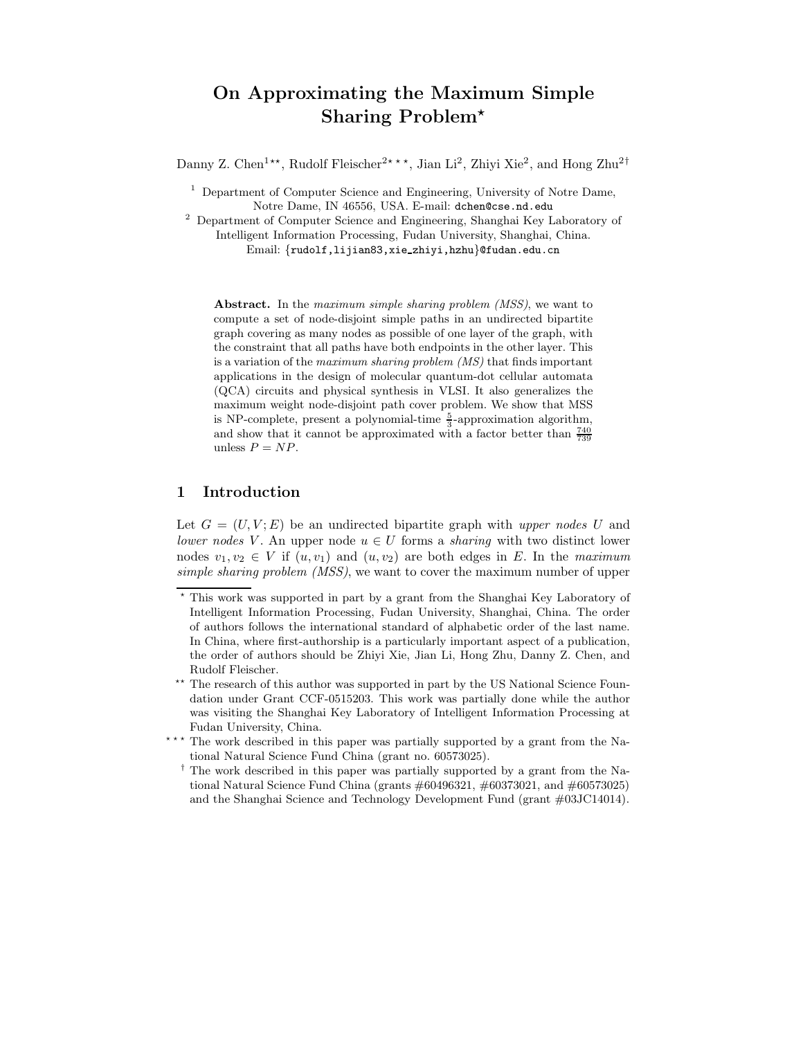# On Approximating the Maximum Simple Sharing Problem*

Danny Z. Chen[1**], Rudolf Fleischer[2***], Jian Li[2], Zhiyi Xie[2], and Hong Zhu[2†]

[1] Department of Computer Science and Engineering, University of Notre Dame, Notre Dame, IN 46556, USA. E-mail: dchen@cse.nd.edu

[2] Department of Computer Science and Engineering, Shanghai Key Laboratory of Intelligent Information Processing, Fudan University, Shanghai, China. Email: {rudolf,lijian83,xie_zhiyi,hzhu}@fudan.edu.cn

**Abstract.** In the *maximum simple sharing problem (MSS)*, we want to compute a set of node-disjoint simple paths in an undirected bipartite graph covering as many nodes as possible of one layer of the graph, with the constraint that all paths have both endpoints in the other layer. This is a variation of the *maximum sharing problem (MS)* that finds important applications in the design of molecular quantum-dot cellular automata (QCA) circuits and physical synthesis in VLSI. It also generalizes the maximum weight node-disjoint path cover problem. We show that MSS is NP-complete, present a polynomial-time $\frac{5}{3}$-approximation algorithm, and show that it cannot be approximated with a factor better than $\frac{740}{739}$ unless $P = NP$.

## 1 Introduction

Let $G = (U, V; E)$ be an undirected bipartite graph with *upper nodes* $U$ and *lower nodes* $V$. An upper node $u \in U$ forms a *sharing* with two distinct lower nodes $v_1, v_2 \in V$ if $(u, v_1)$ and $(u, v_2)$ are both edges in $E$. In the *maximum simple sharing problem (MSS)*, we want to cover the maximum number of upper

---

* This work was supported in part by a grant from the Shanghai Key Laboratory of Intelligent Information Processing, Fudan University, Shanghai, China. The order of authors follows the international standard of alphabetic order of the last name. In China, where first-authorship is a particularly important aspect of a publication, the order of authors should be Zhiyi Xie, Jian Li, Hong Zhu, Danny Z. Chen, and Rudolf Fleischer.

** The research of this author was supported in part by the US National Science Foundation under Grant CCF-0515203. This work was partially done while the author was visiting the Shanghai Key Laboratory of Intelligent Information Processing at Fudan University, China.

*** The work described in this paper was partially supported by a grant from the National Natural Science Fund China (grant no. 60573025).

† The work described in this paper was partially supported by a grant from the National Natural Science Fund China (grants #60496321, #60373021, and #60573025) and the Shanghai Science and Technology Development Fund (grant #03JC14014).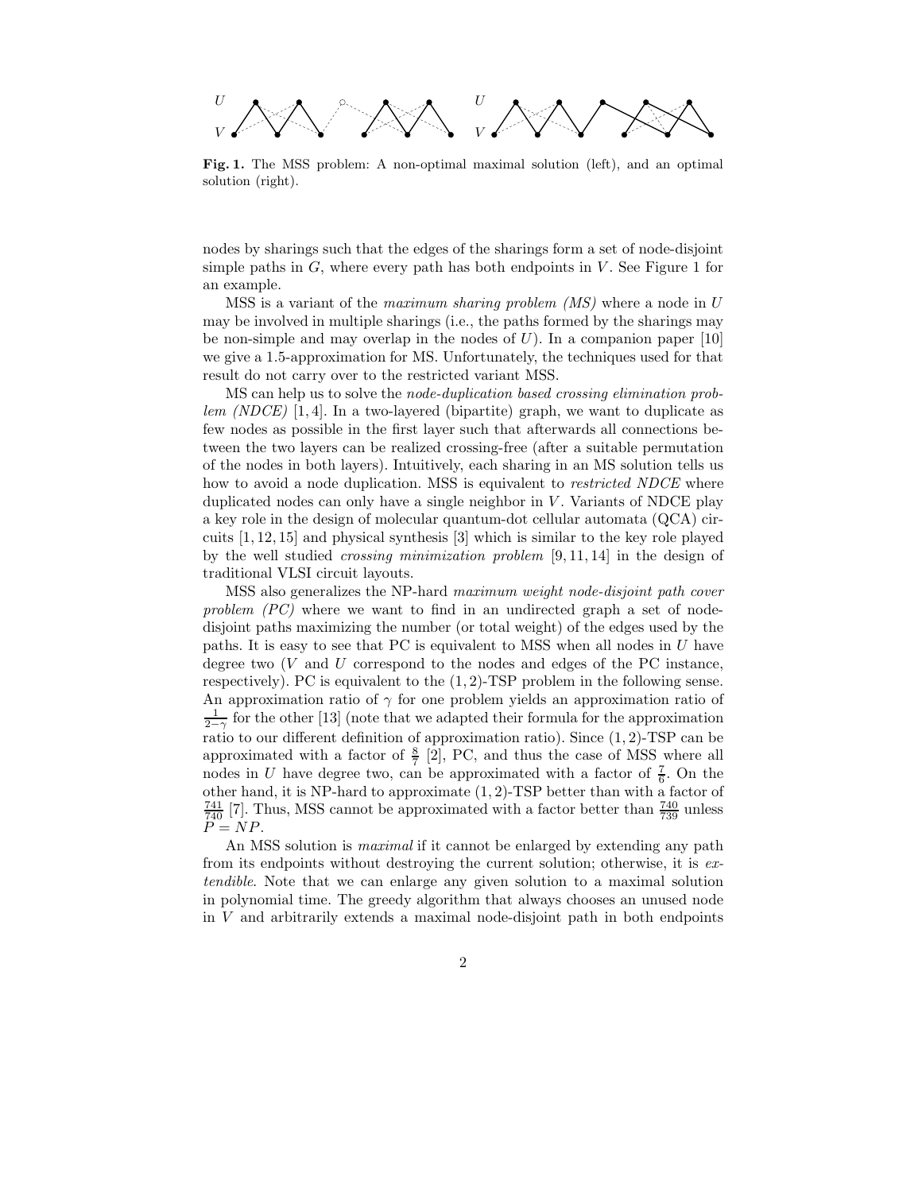**Fig. 1.** The MSS problem: A non-optimal maximal solution (left), and an optimal solution (right).

nodes by sharings such that the edges of the sharings form a set of node-disjoint simple paths in $G$, where every path has both endpoints in $V$. See Figure 1 for an example.

MSS is a variant of the *maximum sharing problem (MS)* where a node in $U$ may be involved in multiple sharings (i.e., the paths formed by the sharings may be non-simple and may overlap in the nodes of $U$). In a companion paper [10] we give a 1.5-approximation for MS. Unfortunately, the techniques used for that result do not carry over to the restricted variant MSS.

MS can help us to solve the *node-duplication based crossing elimination problem (NDCE)* [1, 4]. In a two-layered (bipartite) graph, we want to duplicate as few nodes as possible in the first layer such that afterwards all connections between the two layers can be realized crossing-free (after a suitable permutation of the nodes in both layers). Intuitively, each sharing in an MS solution tells us how to avoid a node duplication. MSS is equivalent to *restricted NDCE* where duplicated nodes can only have a single neighbor in $V$. Variants of NDCE play a key role in the design of molecular quantum-dot cellular automata (QCA) circuits [1, 12, 15] and physical synthesis [3] which is similar to the key role played by the well studied *crossing minimization problem* [9, 11, 14] in the design of traditional VLSI circuit layouts.

MSS also generalizes the NP-hard *maximum weight node-disjoint path cover problem (PC)* where we want to find in an undirected graph a set of node-disjoint paths maximizing the number (or total weight) of the edges used by the paths. It is easy to see that PC is equivalent to MSS when all nodes in $U$ have degree two ($V$ and $U$ correspond to the nodes and edges of the PC instance, respectively). PC is equivalent to the $(1,2)$-TSP problem in the following sense. An approximation ratio of $\gamma$ for one problem yields an approximation ratio of $\frac{1}{2-\gamma}$ for the other [13] (note that we adapted their formula for the approximation ratio to our different definition of approximation ratio). Since $(1,2)$-TSP can be approximated with a factor of $\frac{8}{7}$ [2], PC, and thus the case of MSS where all nodes in $U$ have degree two, can be approximated with a factor of $\frac{7}{6}$. On the other hand, it is NP-hard to approximate $(1,2)$-TSP better than with a factor of $\frac{741}{740}$ [7]. Thus, MSS cannot be approximated with a factor better than $\frac{740}{739}$ unless $P = NP$.

An MSS solution is *maximal* if it cannot be enlarged by extending any path from its endpoints without destroying the current solution; otherwise, it is *extendible*. Note that we can enlarge any given solution to a maximal solution in polynomial time. The greedy algorithm that always chooses an unused node in $V$ and arbitrarily extends a maximal node-disjoint path in both endpoints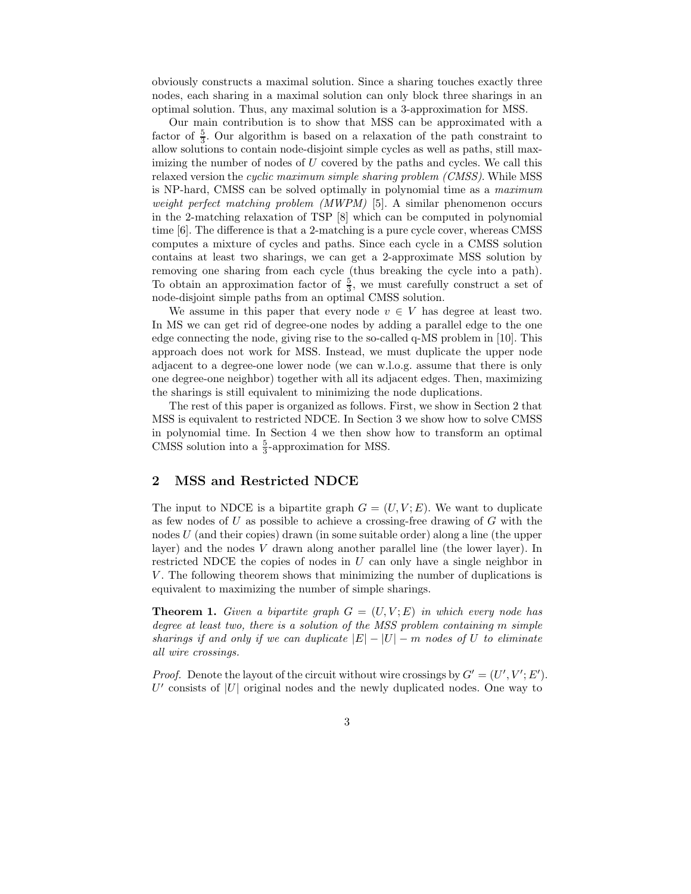obviously constructs a maximal solution. Since a sharing touches exactly three nodes, each sharing in a maximal solution can only block three sharings in an optimal solution. Thus, any maximal solution is a 3-approximation for MSS.

Our main contribution is to show that MSS can be approximated with a factor of $\frac{5}{3}$. Our algorithm is based on a relaxation of the path constraint to allow solutions to contain node-disjoint simple cycles as well as paths, still maximizing the number of nodes of $U$ covered by the paths and cycles. We call this relaxed version the *cyclic maximum simple sharing problem (CMSS)*. While MSS is NP-hard, CMSS can be solved optimally in polynomial time as a *maximum weight perfect matching problem (MWPM)* [5]. A similar phenomenon occurs in the 2-matching relaxation of TSP [8] which can be computed in polynomial time [6]. The difference is that a 2-matching is a pure cycle cover, whereas CMSS computes a mixture of cycles and paths. Since each cycle in a CMSS solution contains at least two sharings, we can get a 2-approximate MSS solution by removing one sharing from each cycle (thus breaking the cycle into a path). To obtain an approximation factor of $\frac{5}{3}$, we must carefully construct a set of node-disjoint simple paths from an optimal CMSS solution.

We assume in this paper that every node $v \in V$ has degree at least two. In MS we can get rid of degree-one nodes by adding a parallel edge to the one edge connecting the node, giving rise to the so-called q-MS problem in [10]. This approach does not work for MSS. Instead, we must duplicate the upper node adjacent to a degree-one lower node (we can w.l.o.g. assume that there is only one degree-one neighbor) together with all its adjacent edges. Then, maximizing the sharings is still equivalent to minimizing the node duplications.

The rest of this paper is organized as follows. First, we show in Section 2 that MSS is equivalent to restricted NDCE. In Section 3 we show how to solve CMSS in polynomial time. In Section 4 we then show how to transform an optimal CMSS solution into a $\frac{5}{3}$-approximation for MSS.

## 2 MSS and Restricted NDCE

The input to NDCE is a bipartite graph $G = (U, V; E)$. We want to duplicate as few nodes of $U$ as possible to achieve a crossing-free drawing of $G$ with the nodes $U$ (and their copies) drawn (in some suitable order) along a line (the upper layer) and the nodes $V$ drawn along another parallel line (the lower layer). In restricted NDCE the copies of nodes in $U$ can only have a single neighbor in $V$. The following theorem shows that minimizing the number of duplications is equivalent to maximizing the number of simple sharings.

**Theorem 1.** *Given a bipartite graph $G = (U, V; E)$ in which every node has degree at least two, there is a solution of the MSS problem containing $m$ simple sharings if and only if we can duplicate $|E| - |U| - m$ nodes of $U$ to eliminate all wire crossings.*

*Proof.* Denote the layout of the circuit without wire crossings by $G' = (U', V'; E')$. $U'$ consists of $|U|$ original nodes and the newly duplicated nodes. One way to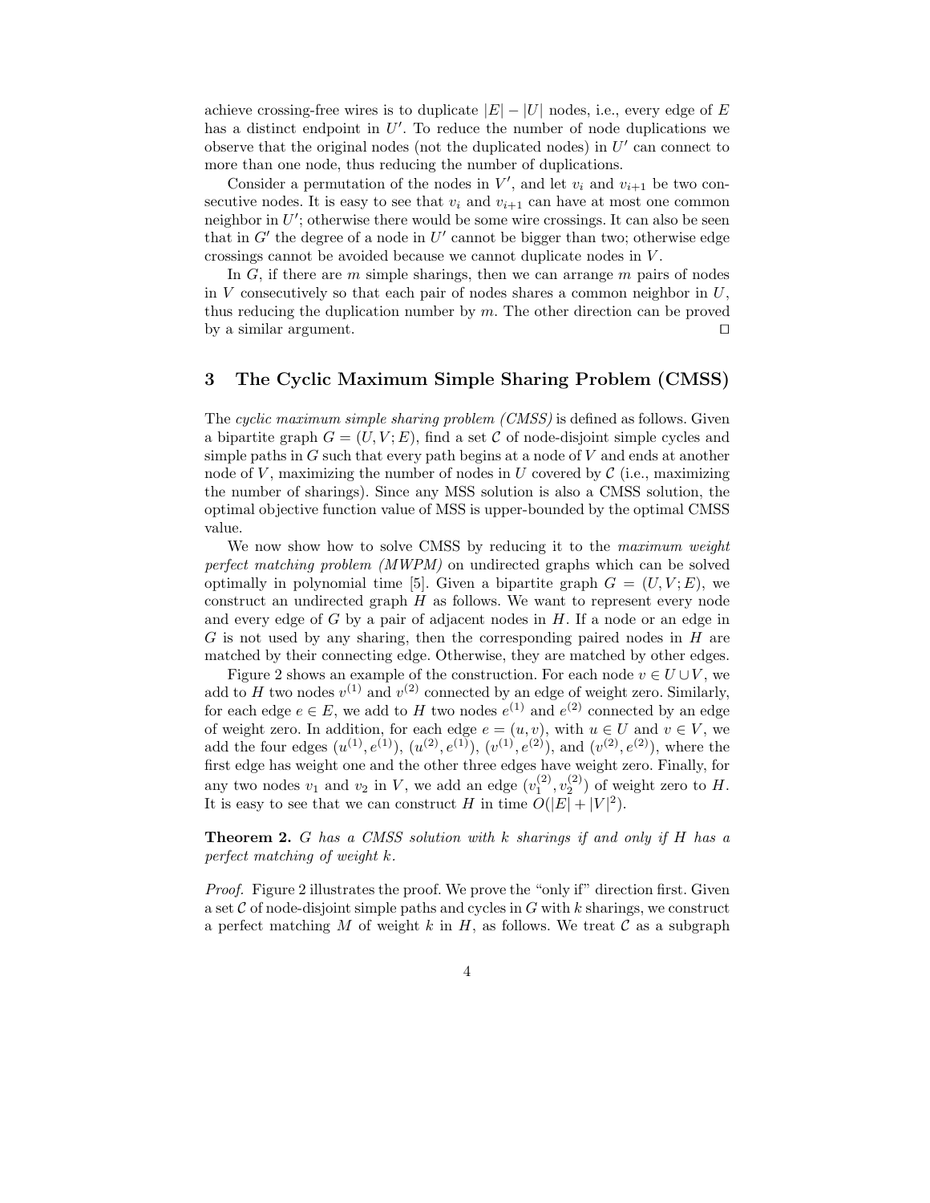achieve crossing-free wires is to duplicate $|E| - |U|$ nodes, i.e., every edge of $E$ has a distinct endpoint in $U'$. To reduce the number of node duplications we observe that the original nodes (not the duplicated nodes) in $U'$ can connect to more than one node, thus reducing the number of duplications.

Consider a permutation of the nodes in $V'$, and let $v_i$ and $v_{i+1}$ be two consecutive nodes. It is easy to see that $v_i$ and $v_{i+1}$ can have at most one common neighbor in $U'$; otherwise there would be some wire crossings. It can also be seen that in $G'$ the degree of a node in $U'$ cannot be bigger than two; otherwise edge crossings cannot be avoided because we cannot duplicate nodes in $V$.

In $G$, if there are $m$ simple sharings, then we can arrange $m$ pairs of nodes in $V$ consecutively so that each pair of nodes shares a common neighbor in $U$, thus reducing the duplication number by $m$. The other direction can be proved by a similar argument. □

## 3 The Cyclic Maximum Simple Sharing Problem (CMSS)

The *cyclic maximum simple sharing problem (CMSS)* is defined as follows. Given a bipartite graph $G = (U, V; E)$, find a set $\mathcal{C}$ of node-disjoint simple cycles and simple paths in $G$ such that every path begins at a node of $V$ and ends at another node of $V$, maximizing the number of nodes in $U$ covered by $\mathcal{C}$ (i.e., maximizing the number of sharings). Since any MSS solution is also a CMSS solution, the optimal objective function value of MSS is upper-bounded by the optimal CMSS value.

We now show how to solve CMSS by reducing it to the *maximum weight perfect matching problem (MWPM)* on undirected graphs which can be solved optimally in polynomial time [5]. Given a bipartite graph $G = (U, V; E)$, we construct an undirected graph $H$ as follows. We want to represent every node and every edge of $G$ by a pair of adjacent nodes in $H$. If a node or an edge in $G$ is not used by any sharing, then the corresponding paired nodes in $H$ are matched by their connecting edge. Otherwise, they are matched by other edges.

Figure 2 shows an example of the construction. For each node $v \in U \cup V$, we add to $H$ two nodes $v^{(1)}$ and $v^{(2)}$ connected by an edge of weight zero. Similarly, for each edge $e \in E$, we add to $H$ two nodes $e^{(1)}$ and $e^{(2)}$ connected by an edge of weight zero. In addition, for each edge $e = (u, v)$, with $u \in U$ and $v \in V$, we add the four edges $(u^{(1)}, e^{(1)})$, $(u^{(2)}, e^{(1)})$, $(v^{(1)}, e^{(2)})$, and $(v^{(2)}, e^{(2)})$, where the first edge has weight one and the other three edges have weight zero. Finally, for any two nodes $v_1$ and $v_2$ in $V$, we add an edge $(v_1^{(2)}, v_2^{(2)})$ of weight zero to $H$. It is easy to see that we can construct $H$ in time $O(|E| + |V|^2)$.

**Theorem 2.** *$G$ has a CMSS solution with $k$ sharings if and only if $H$ has a perfect matching of weight $k$.*

*Proof.* Figure 2 illustrates the proof. We prove the "only if" direction first. Given a set $\mathcal{C}$ of node-disjoint simple paths and cycles in $G$ with $k$ sharings, we construct a perfect matching $M$ of weight $k$ in $H$, as follows. We treat $\mathcal{C}$ as a subgraph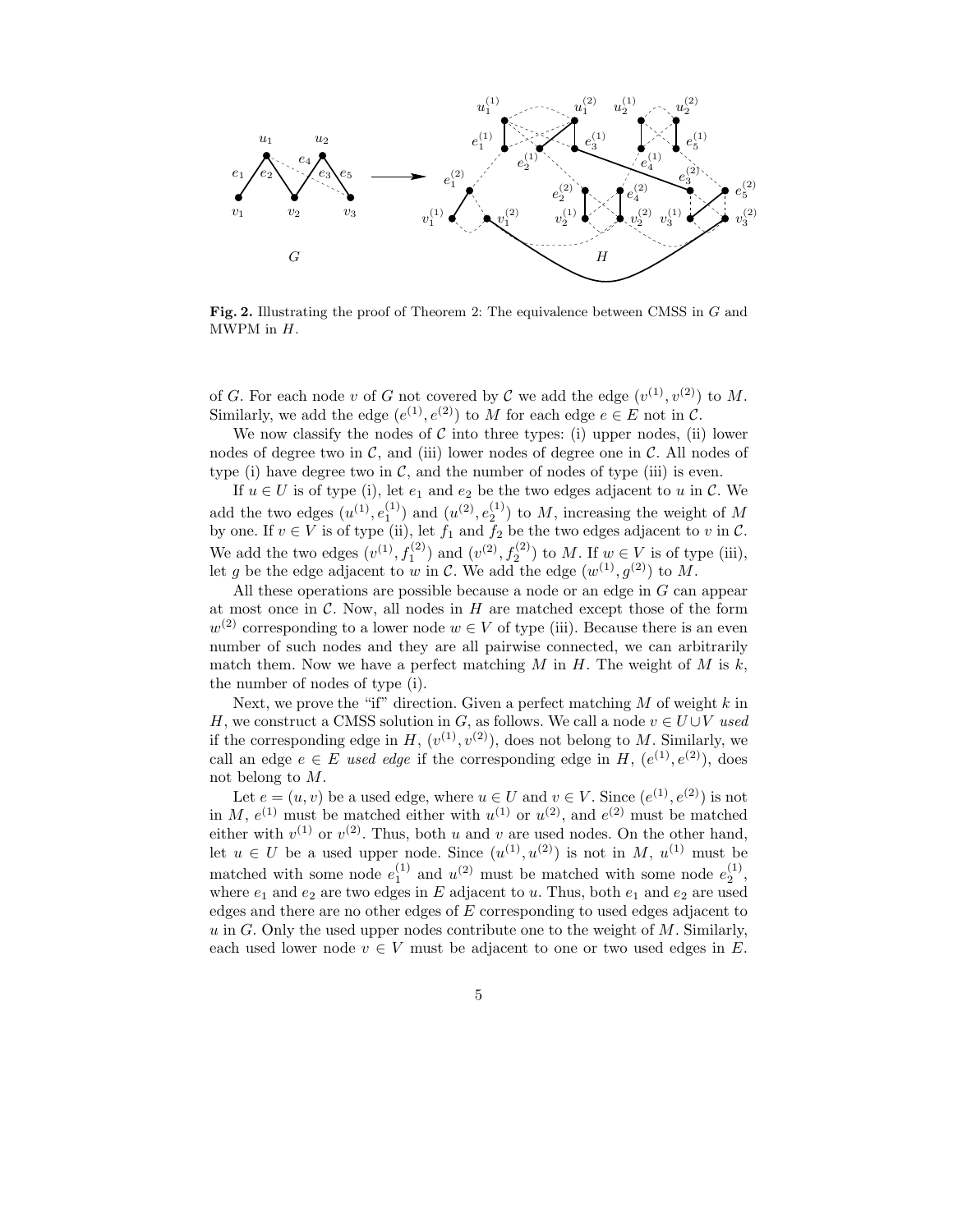**Fig. 2.** Illustrating the proof of Theorem 2: The equivalence between CMSS in $G$ and MWPM in $H$.

of $G$. For each node $v$ of $G$ not covered by $\mathcal{C}$ we add the edge $(v^{(1)}, v^{(2)})$ to $M$. Similarly, we add the edge $(e^{(1)}, e^{(2)})$ to $M$ for each edge $e \in E$ not in $\mathcal{C}$.

We now classify the nodes of $\mathcal{C}$ into three types: (i) upper nodes, (ii) lower nodes of degree two in $\mathcal{C}$, and (iii) lower nodes of degree one in $\mathcal{C}$. All nodes of type (i) have degree two in $\mathcal{C}$, and the number of nodes of type (iii) is even.

If $u \in U$ is of type (i), let $e_1$ and $e_2$ be the two edges adjacent to $u$ in $\mathcal{C}$. We add the two edges $(u^{(1)}, e_1^{(1)})$ and $(u^{(2)}, e_2^{(1)})$ to $M$, increasing the weight of $M$ by one. If $v \in V$ is of type (ii), let $f_1$ and $f_2$ be the two edges adjacent to $v$ in $\mathcal{C}$. We add the two edges $(v^{(1)}, f_1^{(2)})$ and $(v^{(2)}, f_2^{(2)})$ to $M$. If $w \in V$ is of type (iii), let $g$ be the edge adjacent to $w$ in $\mathcal{C}$. We add the edge $(w^{(1)}, g^{(2)})$ to $M$.

All these operations are possible because a node or an edge in $G$ can appear at most once in $\mathcal{C}$. Now, all nodes in $H$ are matched except those of the form $w^{(2)}$ corresponding to a lower node $w \in V$ of type (iii). Because there is an even number of such nodes and they are all pairwise connected, we can arbitrarily match them. Now we have a perfect matching $M$ in $H$. The weight of $M$ is $k$, the number of nodes of type (i).

Next, we prove the "if" direction. Given a perfect matching $M$ of weight $k$ in $H$, we construct a CMSS solution in $G$, as follows. We call a node $v \in U \cup V$ *used* if the corresponding edge in $H$, $(v^{(1)}, v^{(2)})$, does not belong to $M$. Similarly, we call an edge $e \in E$ *used edge* if the corresponding edge in $H$, $(e^{(1)}, e^{(2)})$, does not belong to $M$.

Let $e = (u, v)$ be a used edge, where $u \in U$ and $v \in V$. Since $(e^{(1)}, e^{(2)})$ is not in $M$, $e^{(1)}$ must be matched either with $u^{(1)}$ or $u^{(2)}$, and $e^{(2)}$ must be matched either with $v^{(1)}$ or $v^{(2)}$. Thus, both $u$ and $v$ are used nodes. On the other hand, let $u \in U$ be a used upper node. Since $(u^{(1)}, u^{(2)})$ is not in $M$, $u^{(1)}$ must be matched with some node $e_1^{(1)}$ and $u^{(2)}$ must be matched with some node $e_2^{(1)}$, where $e_1$ and $e_2$ are two edges in $E$ adjacent to $u$. Thus, both $e_1$ and $e_2$ are used edges and there are no other edges of $E$ corresponding to used edges adjacent to $u$ in $G$. Only the used upper nodes contribute one to the weight of $M$. Similarly, each used lower node $v \in V$ must be adjacent to one or two used edges in $E$.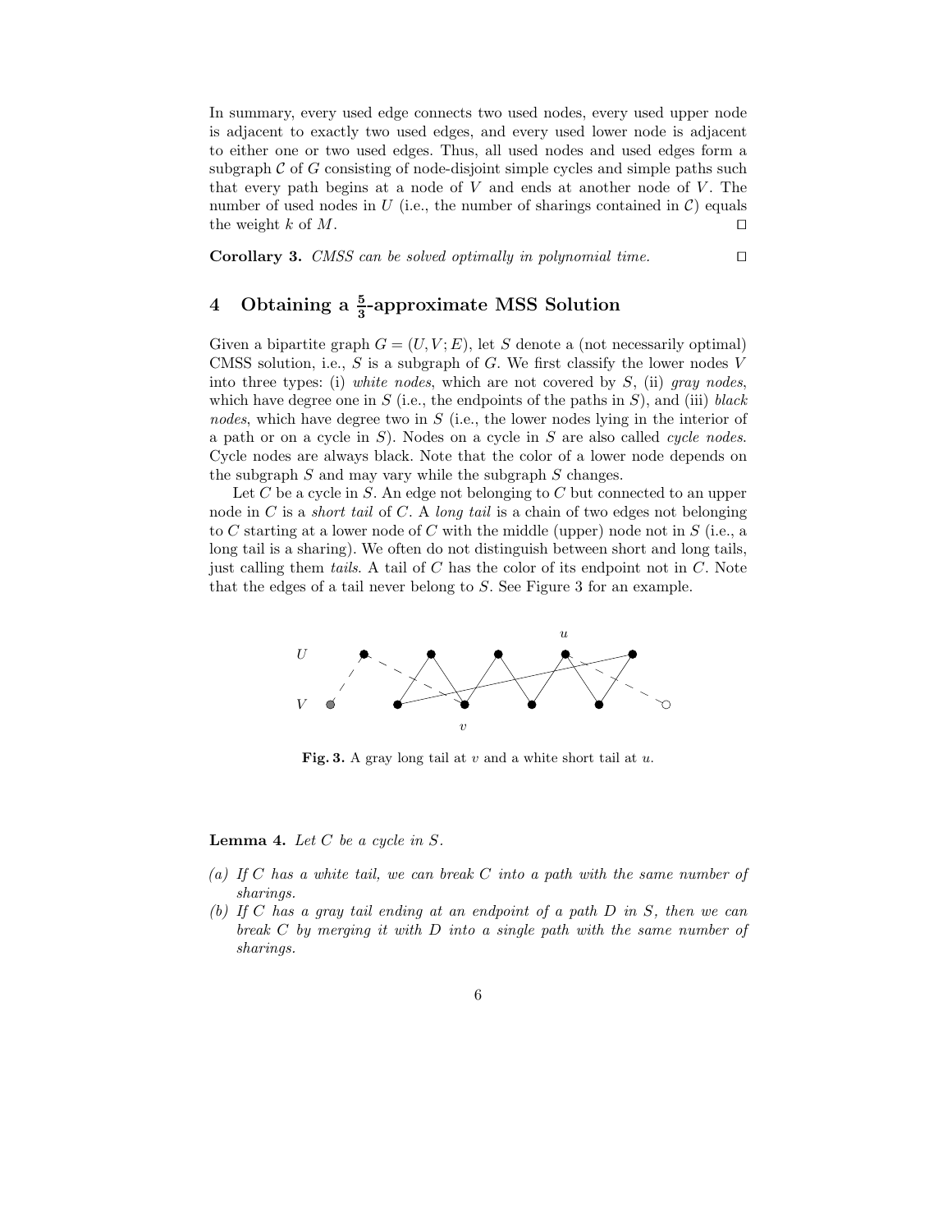In summary, every used edge connects two used nodes, every used upper node is adjacent to exactly two used edges, and every used lower node is adjacent to either one or two used edges. Thus, all used nodes and used edges form a subgraph $\mathcal{C}$ of $G$ consisting of node-disjoint simple cycles and simple paths such that every path begins at a node of $V$ and ends at another node of $V$. The number of used nodes in $U$ (i.e., the number of sharings contained in $\mathcal{C}$) equals the weight $k$ of $M$. □

**Corollary 3.** *CMSS can be solved optimally in polynomial time.* □

## 4 Obtaining a $\frac{5}{3}$-approximate MSS Solution

Given a bipartite graph $G = (U, V; E)$, let $S$ denote a (not necessarily optimal) CMSS solution, i.e., $S$ is a subgraph of $G$. We first classify the lower nodes $V$ into three types: (i) *white nodes*, which are not covered by $S$, (ii) *gray nodes*, which have degree one in $S$ (i.e., the endpoints of the paths in $S$), and (iii) *black nodes*, which have degree two in $S$ (i.e., the lower nodes lying in the interior of a path or on a cycle in $S$). Nodes on a cycle in $S$ are also called *cycle nodes*. Cycle nodes are always black. Note that the color of a lower node depends on the subgraph $S$ and may vary while the subgraph $S$ changes.

Let $C$ be a cycle in $S$. An edge not belonging to $C$ but connected to an upper node in $C$ is a *short tail* of $C$. A *long tail* is a chain of two edges not belonging to $C$ starting at a lower node of $C$ with the middle (upper) node not in $S$ (i.e., a long tail is a sharing). We often do not distinguish between short and long tails, just calling them *tails*. A tail of $C$ has the color of its endpoint not in $C$. Note that the edges of a tail never belong to $S$. See Figure 3 for an example.

U

V

u

v

**Fig. 3.** A gray long tail at $v$ and a white short tail at $u$.

**Lemma 4.** *Let $C$ be a cycle in $S$.*

*(a) If $C$ has a white tail, we can break $C$ into a path with the same number of sharings.*

*(b) If $C$ has a gray tail ending at an endpoint of a path $D$ in $S$, then we can break $C$ by merging it with $D$ into a single path with the same number of sharings.*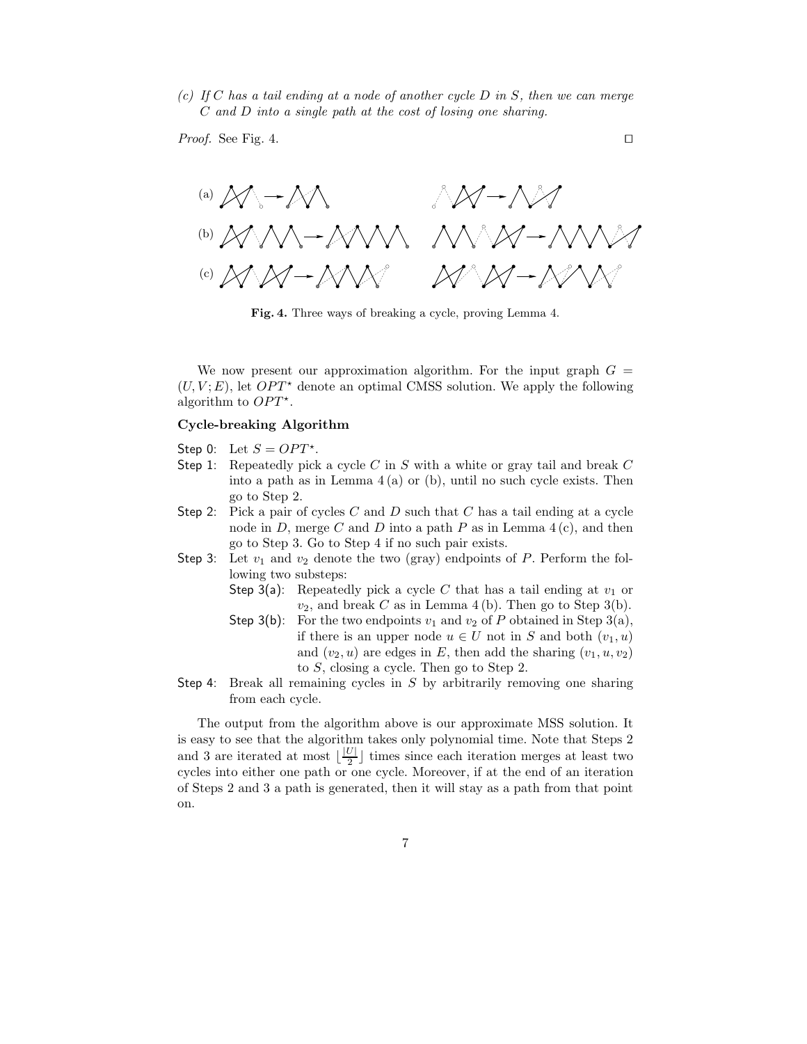(c) *If $C$ has a tail ending at a node of another cycle $D$ in $S$, then we can merge $C$ and $D$ into a single path at the cost of losing one sharing.*

*Proof.* See Fig. 4. ◻

**Fig. 4.** Three ways of breaking a cycle, proving Lemma 4.

We now present our approximation algorithm. For the input graph $G = (U, V; E)$, let $OPT^\star$ denote an optimal CMSS solution. We apply the following algorithm to $OPT^\star$.

**Cycle-breaking Algorithm**

- Step 0: Let $S = OPT^\star$.
- Step 1: Repeatedly pick a cycle $C$ in $S$ with a white or gray tail and break $C$ into a path as in Lemma 4 (a) or (b), until no such cycle exists. Then go to Step 2.
- Step 2: Pick a pair of cycles $C$ and $D$ such that $C$ has a tail ending at a cycle node in $D$, merge $C$ and $D$ into a path $P$ as in Lemma 4 (c), and then go to Step 3. Go to Step 4 if no such pair exists.
- Step 3: Let $v_1$ and $v_2$ denote the two (gray) endpoints of $P$. Perform the following two substeps:
  - Step 3(a): Repeatedly pick a cycle $C$ that has a tail ending at $v_1$ or $v_2$, and break $C$ as in Lemma 4 (b). Then go to Step 3(b).
  - Step 3(b): For the two endpoints $v_1$ and $v_2$ of $P$ obtained in Step 3(a), if there is an upper node $u \in U$ not in $S$ and both $(v_1, u)$ and $(v_2, u)$ are edges in $E$, then add the sharing $(v_1, u, v_2)$ to $S$, closing a cycle. Then go to Step 2.
- Step 4: Break all remaining cycles in $S$ by arbitrarily removing one sharing from each cycle.

The output from the algorithm above is our approximate MSS solution. It is easy to see that the algorithm takes only polynomial time. Note that Steps 2 and 3 are iterated at most $\lfloor \frac{|U|}{2} \rfloor$ times since each iteration merges at least two cycles into either one path or one cycle. Moreover, if at the end of an iteration of Steps 2 and 3 a path is generated, then it will stay as a path from that point on.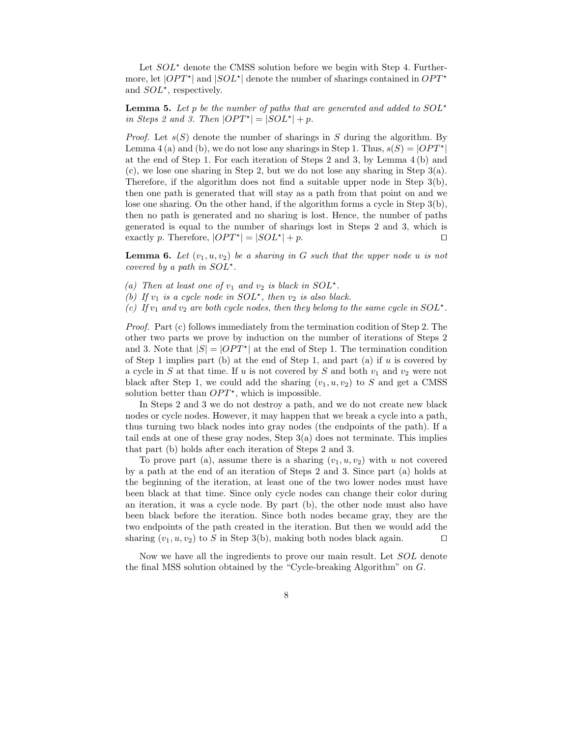Let $SOL^\star$ denote the CMSS solution before we begin with Step 4. Furthermore, let $|OPT^\star|$ and $|SOL^\star|$ denote the number of sharings contained in $OPT^\star$ and $SOL^\star$, respectively.

**Lemma 5.** *Let $p$ be the number of paths that are generated and added to $SOL^\star$ in Steps 2 and 3. Then $|OPT^\star| = |SOL^\star| + p$.*

*Proof.* Let $s(S)$ denote the number of sharings in $S$ during the algorithm. By Lemma 4 (a) and (b), we do not lose any sharings in Step 1. Thus, $s(S) = |OPT^\star|$ at the end of Step 1. For each iteration of Steps 2 and 3, by Lemma 4 (b) and (c), we lose one sharing in Step 2, but we do not lose any sharing in Step 3(a). Therefore, if the algorithm does not find a suitable upper node in Step 3(b), then one path is generated that will stay as a path from that point on and we lose one sharing. On the other hand, if the algorithm forms a cycle in Step 3(b), then no path is generated and no sharing is lost. Hence, the number of paths generated is equal to the number of sharings lost in Steps 2 and 3, which is exactly $p$. Therefore, $|OPT^\star| = |SOL^\star| + p$. ◻

**Lemma 6.** *Let $(v_1, u, v_2)$ be a sharing in $G$ such that the upper node $u$ is not covered by a path in $SOL^\star$.*

*(a) Then at least one of $v_1$ and $v_2$ is black in $SOL^\star$.*
*(b) If $v_1$ is a cycle node in $SOL^\star$, then $v_2$ is also black.*
*(c) If $v_1$ and $v_2$ are both cycle nodes, then they belong to the same cycle in $SOL^\star$.*

*Proof.* Part (c) follows immediately from the termination codition of Step 2. The other two parts we prove by induction on the number of iterations of Steps 2 and 3. Note that $|S| = |OPT^\star|$ at the end of Step 1. The termination condition of Step 1 implies part (b) at the end of Step 1, and part (a) if $u$ is covered by a cycle in $S$ at that time. If $u$ is not covered by $S$ and both $v_1$ and $v_2$ were not black after Step 1, we could add the sharing $(v_1, u, v_2)$ to $S$ and get a CMSS solution better than $OPT^\star$, which is impossible.

In Steps 2 and 3 we do not destroy a path, and we do not create new black nodes or cycle nodes. However, it may happen that we break a cycle into a path, thus turning two black nodes into gray nodes (the endpoints of the path). If a tail ends at one of these gray nodes, Step 3(a) does not terminate. This implies that part (b) holds after each iteration of Steps 2 and 3.

To prove part (a), assume there is a sharing $(v_1, u, v_2)$ with $u$ not covered by a path at the end of an iteration of Steps 2 and 3. Since part (a) holds at the beginning of the iteration, at least one of the two lower nodes must have been black at that time. Since only cycle nodes can change their color during an iteration, it was a cycle node. By part (b), the other node must also have been black before the iteration. Since both nodes became gray, they are the two endpoints of the path created in the iteration. But then we would add the sharing $(v_1, u, v_2)$ to $S$ in Step 3(b), making both nodes black again. ◻

Now we have all the ingredients to prove our main result. Let $SOL$ denote the final MSS solution obtained by the "Cycle-breaking Algorithm" on $G$.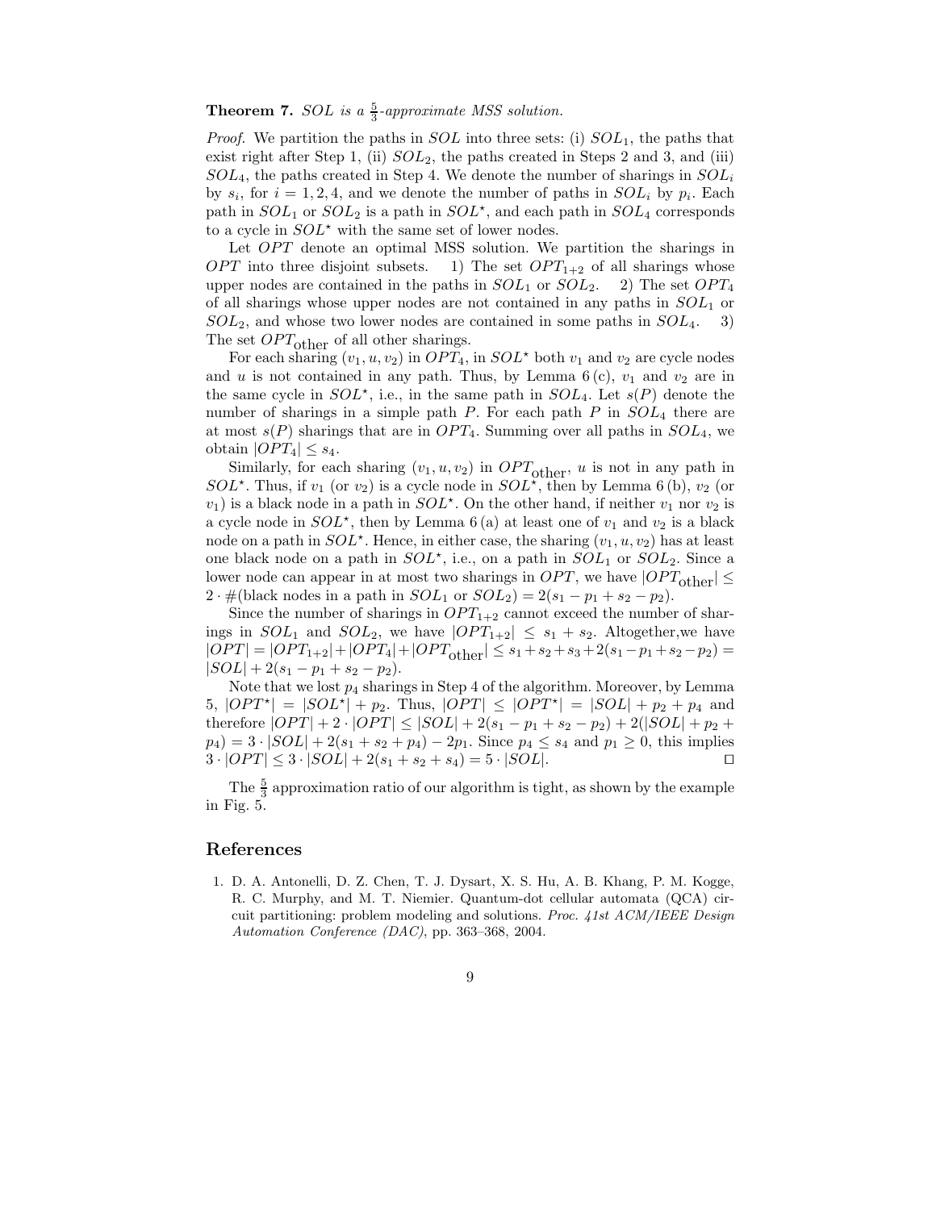**Theorem 7.** *SOL is a $\frac{5}{3}$-approximate MSS solution.*

*Proof.* We partition the paths in $SOL$ into three sets: (i) $SOL_1$, the paths that exist right after Step 1, (ii) $SOL_2$, the paths created in Steps 2 and 3, and (iii) $SOL_4$, the paths created in Step 4. We denote the number of sharings in $SOL_i$ by $s_i$, for $i = 1, 2, 4$, and we denote the number of paths in $SOL_i$ by $p_i$. Each path in $SOL_1$ or $SOL_2$ is a path in $SOL^\star$, and each path in $SOL_4$ corresponds to a cycle in $SOL^\star$ with the same set of lower nodes.

Let $OPT$ denote an optimal MSS solution. We partition the sharings in $OPT$ into three disjoint subsets. 1) The set $OPT_{1+2}$ of all sharings whose upper nodes are contained in the paths in $SOL_1$ or $SOL_2$. 2) The set $OPT_4$ of all sharings whose upper nodes are not contained in any paths in $SOL_1$ or $SOL_2$, and whose two lower nodes are contained in some paths in $SOL_4$. 3) The set $OPT_{\text{other}}$ of all other sharings.

For each sharing $(v_1, u, v_2)$ in $OPT_4$, in $SOL^\star$ both $v_1$ and $v_2$ are cycle nodes and $u$ is not contained in any path. Thus, by Lemma 6 (c), $v_1$ and $v_2$ are in the same cycle in $SOL^\star$, i.e., in the same path in $SOL_4$. Let $s(P)$ denote the number of sharings in a simple path $P$. For each path $P$ in $SOL_4$ there are at most $s(P)$ sharings that are in $OPT_4$. Summing over all paths in $SOL_4$, we obtain $|OPT_4| \le s_4$.

Similarly, for each sharing $(v_1, u, v_2)$ in $OPT_{\text{other}}$, $u$ is not in any path in $SOL^\star$. Thus, if $v_1$ (or $v_2$) is a cycle node in $SOL^\star$, then by Lemma 6 (b), $v_2$ (or $v_1$) is a black node in a path in $SOL^\star$. On the other hand, if neither $v_1$ nor $v_2$ is a cycle node in $SOL^\star$, then by Lemma 6 (a) at least one of $v_1$ and $v_2$ is a black node on a path in $SOL^\star$. Hence, in either case, the sharing $(v_1, u, v_2)$ has at least one black node on a path in $SOL^\star$, i.e., on a path in $SOL_1$ or $SOL_2$. Since a lower node can appear in at most two sharings in $OPT$, we have $|OPT_{\text{other}}| \le 2 \cdot \#(\text{black nodes in a path in } SOL_1 \text{ or } SOL_2) = 2(s_1 - p_1 + s_2 - p_2)$.

Since the number of sharings in $OPT_{1+2}$ cannot exceed the number of sharings in $SOL_1$ and $SOL_2$, we have $|OPT_{1+2}| \le s_1 + s_2$. Altogether,we have $|OPT| = |OPT_{1+2}| + |OPT_4| + |OPT_{\text{other}}| \le s_1 + s_2 + s_3 + 2(s_1 - p_1 + s_2 - p_2) = |SOL| + 2(s_1 - p_1 + s_2 - p_2)$.

Note that we lost $p_4$ sharings in Step 4 of the algorithm. Moreover, by Lemma 5, $|OPT^\star| = |SOL^\star| + p_2$. Thus, $|OPT| \le |OPT^\star| = |SOL| + p_2 + p_4$ and therefore $|OPT| + 2 \cdot |OPT| \le |SOL| + 2(s_1 - p_1 + s_2 - p_2) + 2(|SOL| + p_2 + p_4) = 3 \cdot |SOL| + 2(s_1 + s_2 + p_4) - 2p_1$. Since $p_4 \le s_4$ and $p_1 \ge 0$, this implies $3 \cdot |OPT| \le 3 \cdot |SOL| + 2(s_1 + s_2 + s_4) = 5 \cdot |SOL|$. ◻

The $\frac{5}{3}$ approximation ratio of our algorithm is tight, as shown by the example in Fig. 5.

## References

1. D. A. Antonelli, D. Z. Chen, T. J. Dysart, X. S. Hu, A. B. Khang, P. M. Kogge, R. C. Murphy, and M. T. Niemier. Quantum-dot cellular automata (QCA) circuit partitioning: problem modeling and solutions. *Proc. 41st ACM/IEEE Design Automation Conference (DAC)*, pp. 363–368, 2004.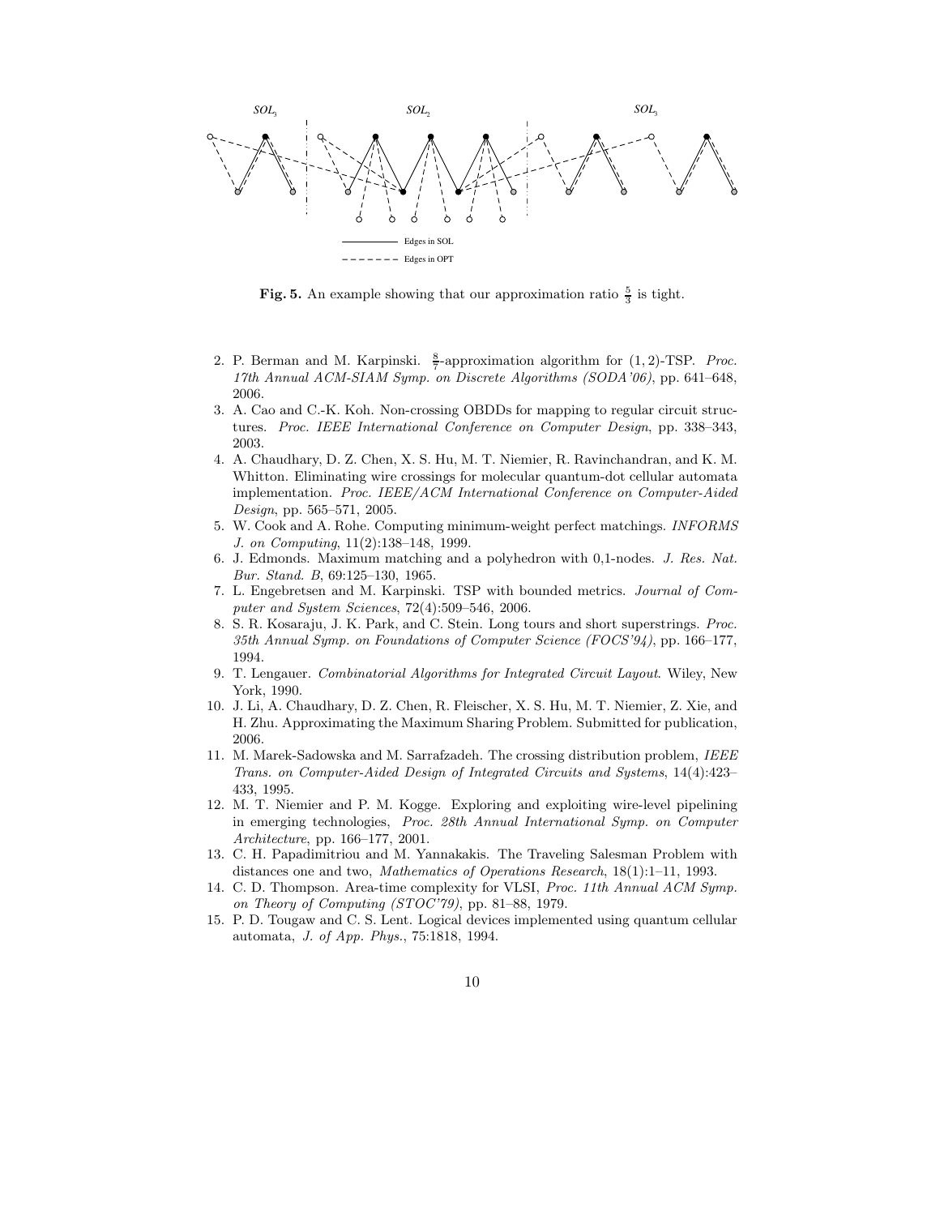SOL$_3$

SOL$_2$

SOL$_3$

Edges in SOL

Edges in OPT

**Fig. 5.** An example showing that our approximation ratio $\frac{5}{3}$ is tight.

2. P. Berman and M. Karpinski. $\frac{8}{7}$-approximation algorithm for $(1,2)$-TSP. *Proc. 17th Annual ACM-SIAM Symp. on Discrete Algorithms (SODA'06)*, pp. 641–648, 2006.
3. A. Cao and C.-K. Koh. Non-crossing OBDDs for mapping to regular circuit structures. *Proc. IEEE International Conference on Computer Design*, pp. 338–343, 2003.
4. A. Chaudhary, D. Z. Chen, X. S. Hu, M. T. Niemier, R. Ravinchandran, and K. M. Whitton. Eliminating wire crossings for molecular quantum-dot cellular automata implementation. *Proc. IEEE/ACM International Conference on Computer-Aided Design*, pp. 565–571, 2005.
5. W. Cook and A. Rohe. Computing minimum-weight perfect matchings. *INFORMS J. on Computing*, 11(2):138–148, 1999.
6. J. Edmonds. Maximum matching and a polyhedron with 0,1-nodes. *J. Res. Nat. Bur. Stand. B*, 69:125–130, 1965.
7. L. Engebretsen and M. Karpinski. TSP with bounded metrics. *Journal of Computer and System Sciences*, 72(4):509–546, 2006.
8. S. R. Kosaraju, J. K. Park, and C. Stein. Long tours and short superstrings. *Proc. 35th Annual Symp. on Foundations of Computer Science (FOCS'94)*, pp. 166–177, 1994.
9. T. Lengauer. *Combinatorial Algorithms for Integrated Circuit Layout*. Wiley, New York, 1990.
10. J. Li, A. Chaudhary, D. Z. Chen, R. Fleischer, X. S. Hu, M. T. Niemier, Z. Xie, and H. Zhu. Approximating the Maximum Sharing Problem. Submitted for publication, 2006.
11. M. Marek-Sadowska and M. Sarrafzadeh. The crossing distribution problem, *IEEE Trans. on Computer-Aided Design of Integrated Circuits and Systems*, 14(4):423–433, 1995.
12. M. T. Niemier and P. M. Kogge. Exploring and exploiting wire-level pipelining in emerging technologies, *Proc. 28th Annual International Symp. on Computer Architecture*, pp. 166–177, 2001.
13. C. H. Papadimitriou and M. Yannakakis. The Traveling Salesman Problem with distances one and two, *Mathematics of Operations Research*, 18(1):1–11, 1993.
14. C. D. Thompson. Area-time complexity for VLSI, *Proc. 11th Annual ACM Symp. on Theory of Computing (STOC'79)*, pp. 81–88, 1979.
15. P. D. Tougaw and C. S. Lent. Logical devices implemented using quantum cellular automata, *J. of App. Phys.*, 75:1818, 1994.